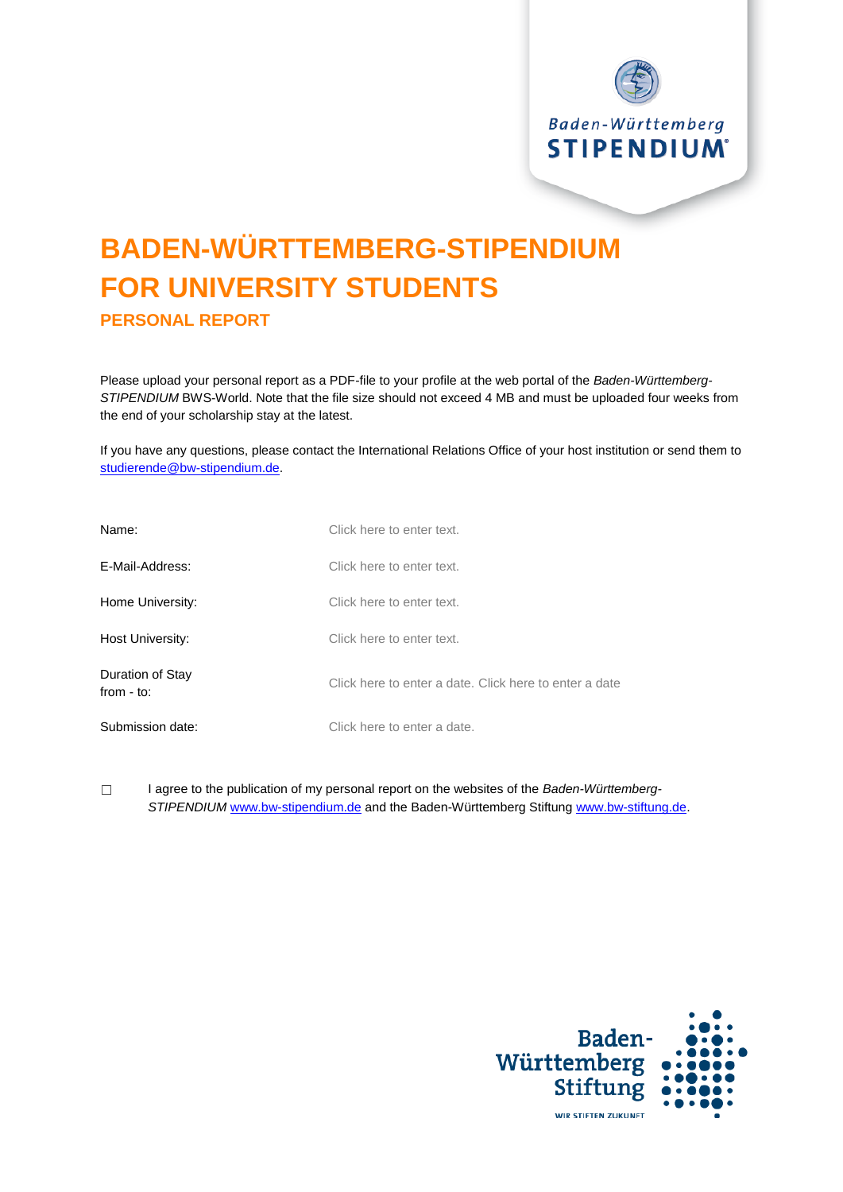# BADEN-WÜRTTEMBERG-STIPENDIUM FOR UNIVERSITY STUDENTS

## PERSONAL REPORT

Please upload your personal report as a PDF-file to your profile at the web portal of the *Baden-Württemberg-STIPENDIUM* BWS-World. Note that the file size should not exceed 4 MB and must be uploaded four weeks from the end of your scholarship stay at the latest.

If you have any questions, please contact the International Relations Office of your host institution or send them to studierende@bw-stipendium.de.

| | |
|---|---|
| Name: | Click here to enter text. |
| E-Mail-Address: | Click here to enter text. |
| Home University: | Click here to enter text. |
| Host University: | Click here to enter text. |
| Duration of Stay from - to: | Click here to enter a date. Click here to enter a date |
| Submission date: | Click here to enter a date. |

☐ I agree to the publication of my personal report on the websites of the *Baden-Württemberg-STIPENDIUM* www.bw-stipendium.de and the Baden-Württemberg Stiftung www.bw-stiftung.de.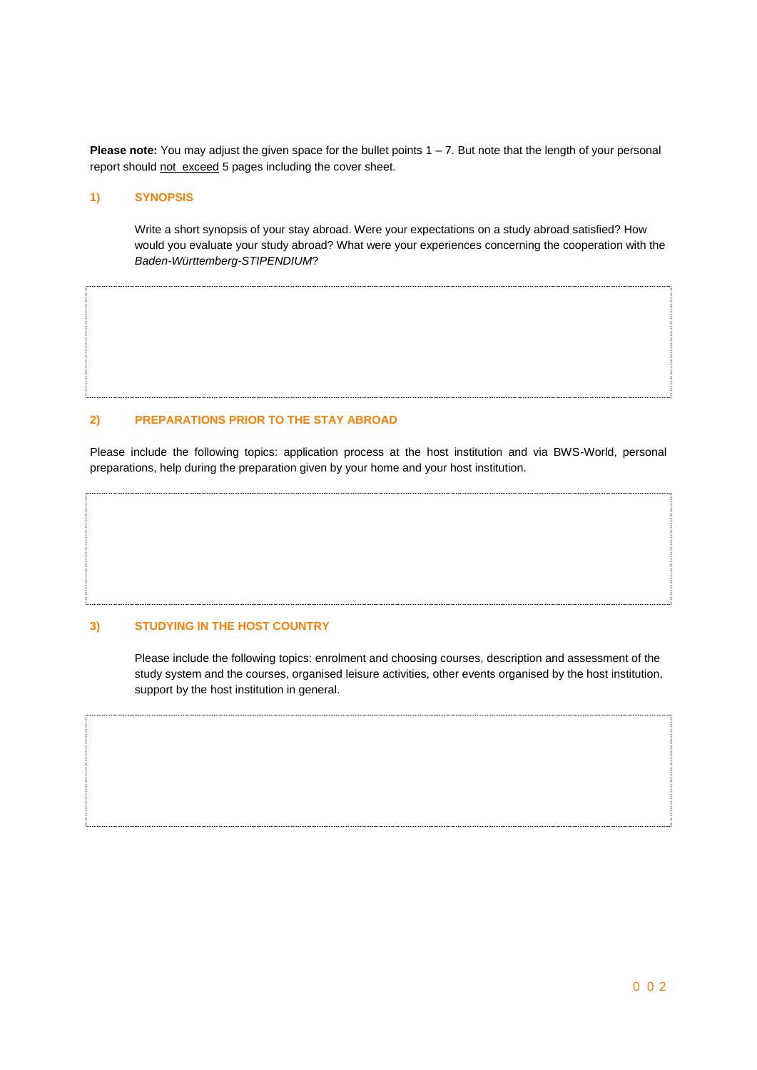**Please note:** You may adjust the given space for the bullet points 1 – 7. But note that the length of your personal report should not exceed 5 pages including the cover sheet.

## 1) SYNOPSIS

Write a short synopsis of your stay abroad. Were your expectations on a study abroad satisfied? How would you evaluate your study abroad? What were your experiences concerning the cooperation with the *Baden-Württemberg-STIPENDIUM*?

## 2) PREPARATIONS PRIOR TO THE STAY ABROAD

Please include the following topics: application process at the host institution and via BWS-World, personal preparations, help during the preparation given by your home and your host institution.

## 3) STUDYING IN THE HOST COUNTRY

Please include the following topics: enrolment and choosing courses, description and assessment of the study system and the courses, organised leisure activities, other events organised by the host institution, support by the host institution in general.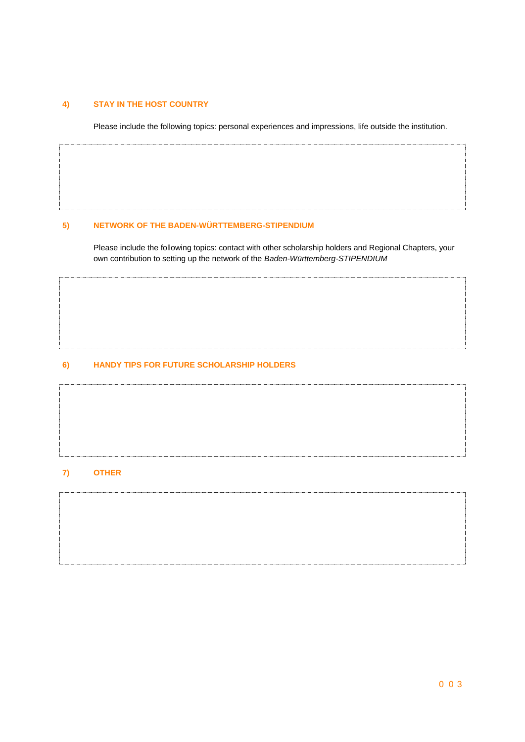## 4) STAY IN THE HOST COUNTRY

Please include the following topics: personal experiences and impressions, life outside the institution.

## 5) NETWORK OF THE BADEN-WÜRTTEMBERG-STIPENDIUM

Please include the following topics: contact with other scholarship holders and Regional Chapters, your own contribution to setting up the network of the *Baden-Württemberg-STIPENDIUM*

## 6) HANDY TIPS FOR FUTURE SCHOLARSHIP HOLDERS

## 7) OTHER